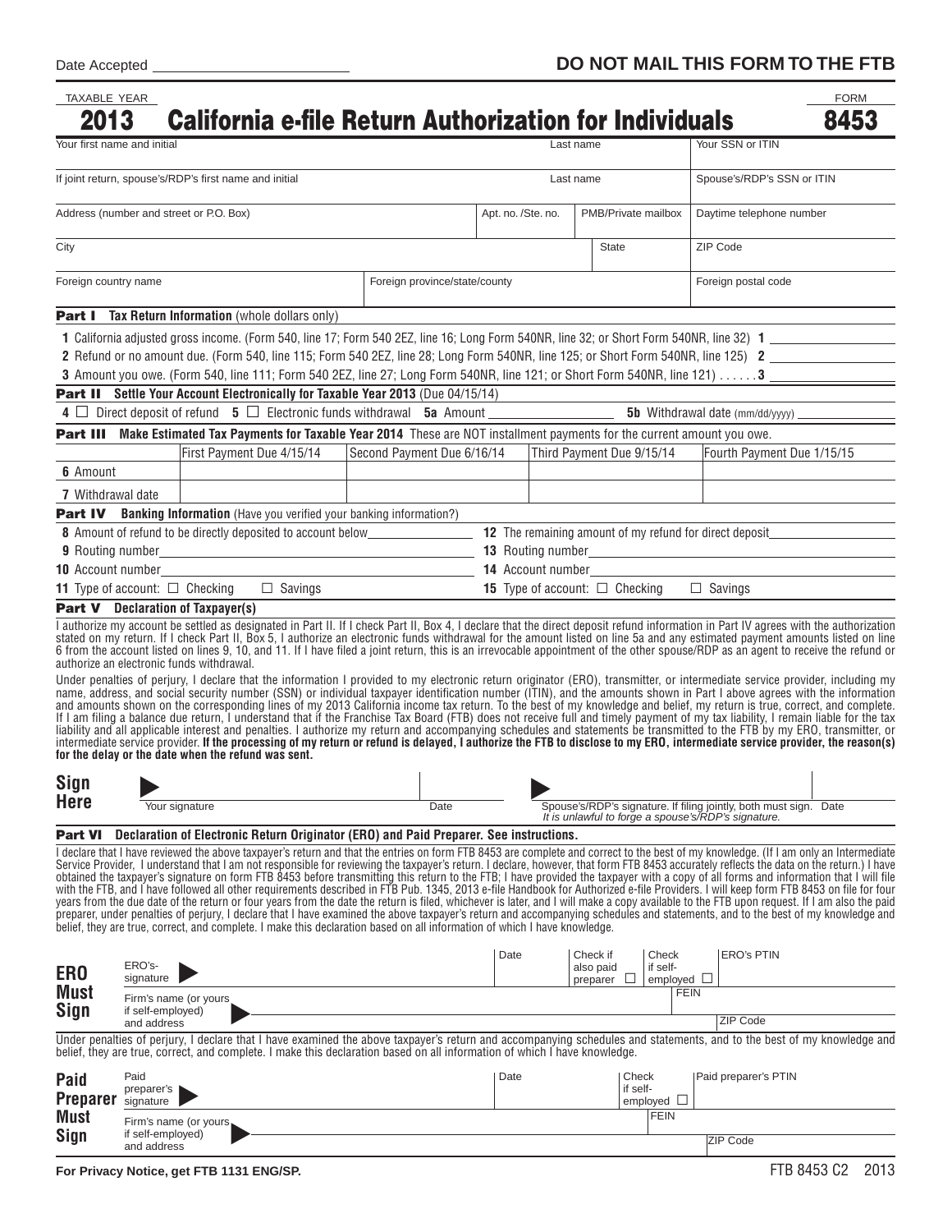Date Accepted ____________________

**DO NOT MAIL THIS FORM TO THE FTB**

TAXABLE YEAR **2013** FORM **8453**

# California e-file Return Authorization for Individuals

| Your first name and initial | | Last name | | Your SSN or ITIN |
|---|---|---|---|---|
| If joint return, spouse's/RDP's first name and initial | | Last name | | Spouse's/RDP's SSN or ITIN |
| Address (number and street or P.O. Box) | | Apt. no. /Ste. no. | PMB/Private mailbox | Daytime telephone number |
| City | | | State | ZIP Code |
| Foreign country name | Foreign province/state/county | | | Foreign postal code |

**Part I Tax Return Information** (whole dollars only)

1 California adjusted gross income. (Form 540, line 17; Form 540 2EZ, line 16; Long Form 540NR, line 32; or Short Form 540NR, line 32) **1** ____________

2 Refund or no amount due. (Form 540, line 115; Form 540 2EZ, line 28; Long Form 540NR, line 125; or Short Form 540NR, line 125) **2** ____________

3 Amount you owe. (Form 540, line 111; Form 540 2EZ, line 27; Long Form 540NR, line 121; or Short Form 540NR, line 121) . . . . . . **3** ____________

**Part II Settle Your Account Electronically for Taxable Year 2013** (Due 04/15/14)

**4** ☐ Direct deposit of refund **5** ☐ Electronic funds withdrawal **5a** Amount ____________ **5b** Withdrawal date (mm/dd/yyyy) ____________

**Part III Make Estimated Tax Payments for Taxable Year 2014** These are NOT installment payments for the current amount you owe.

| | First Payment Due 4/15/14 | Second Payment Due 6/16/14 | Third Payment Due 9/15/14 | Fourth Payment Due 1/15/15 |
|---|---|---|---|---|
| **6** Amount | | | | |
| **7** Withdrawal date | | | | |

**Part IV Banking Information** (Have you verified your banking information?)

**8** Amount of refund to be directly deposited to account below ____________

**9** Routing number ____________

**10** Account number ____________

**11** Type of account: ☐ Checking ☐ Savings

**12** The remaining amount of my refund for direct deposit ____________

**13** Routing number ____________

**14** Account number ____________

**15** Type of account: ☐ Checking ☐ Savings

**Part V Declaration of Taxpayer(s)**

I authorize my account be settled as designated in Part II. If I check Part II, Box 4, I declare that the direct deposit refund information in Part IV agrees with the authorization stated on my return. If I check Part II, Box 5, I authorize an electronic funds withdrawal for the amount listed on line 5a and any estimated payment amounts listed on line 6 from the account listed on lines 9, 10, and 11. If I have filed a joint return, this is an irrevocable appointment of the other spouse/RDP as an agent to receive the refund or authorize an electronic funds withdrawal.

Under penalties of perjury, I declare that the information I provided to my electronic return originator (ERO), transmitter, or intermediate service provider, including my name, address, and social security number (SSN) or individual taxpayer identification number (ITIN), and the amounts shown in Part I above agrees with the information and amounts shown on the corresponding lines of my 2013 California income tax return. To the best of my knowledge and belief, my return is true, correct, and complete. If I am filing a balance due return, I understand that if the Franchise Tax Board (FTB) does not receive full and timely payment of my tax liability, I remain liable for the tax liability and all applicable interest and penalties. I authorize my return and accompanying schedules and statements be transmitted to the FTB by my ERO, transmitter, or intermediate service provider. **If the processing of my return or refund is delayed, I authorize the FTB to disclose to my ERO, intermediate service provider, the reason(s) for the delay or the date when the refund was sent.**

**Sign Here**

Your signature ____________ Date ____________

Spouse's/RDP's signature. If filing jointly, both must sign. Date ____________
*It is unlawful to forge a spouse's/RDP's signature.*

**Part VI Declaration of Electronic Return Originator (ERO) and Paid Preparer. See instructions.**

I declare that I have reviewed the above taxpayer's return and that the entries on form FTB 8453 are complete and correct to the best of my knowledge. (If I am only an Intermediate Service Provider, I understand that I am not responsible for reviewing the taxpayer's return. I declare, however, that form FTB 8453 accurately reflects the data on the return.) I have obtained the taxpayer's signature on form FTB 8453 before transmitting this return to the FTB; I have provided the taxpayer with a copy of all forms and information that I will file with the FTB, and I have followed all other requirements described in FTB Pub. 1345, 2013 e-file Handbook for Authorized e-file Providers. I will keep form FTB 8453 on file for four years from the due date of the return or four years from the date the return is filed, whichever is later, and I will make a copy available to the FTB upon request. If I am also the paid preparer, under penalties of perjury, I declare that I have examined the above taxpayer's return and accompanying schedules and statements, and to the best of my knowledge and belief, they are true, correct, and complete. I make this declaration based on all information of which I have knowledge.

**ERO Must Sign**

| ERO's-signature | Date | Check if also paid preparer ☐ | Check if self-employed ☐ | ERO's PTIN |
|---|---|---|---|---|
| Firm's name (or yours if self-employed) and address | | | FEIN | |
| | | | | ZIP Code |

Under penalties of perjury, I declare that I have examined the above taxpayer's return and accompanying schedules and statements, and to the best of my knowledge and belief, they are true, correct, and complete. I make this declaration based on all information of which I have knowledge.

**Paid Preparer Must Sign**

| Paid preparer's signature | Date | Check if self-employed ☐ | Paid preparer's PTIN |
|---|---|---|---|
| Firm's name (or yours if self-employed) and address | | FEIN | |
| | | | ZIP Code |

**For Privacy Notice, get FTB 1131 ENG/SP.**

FTB 8453 C2 2013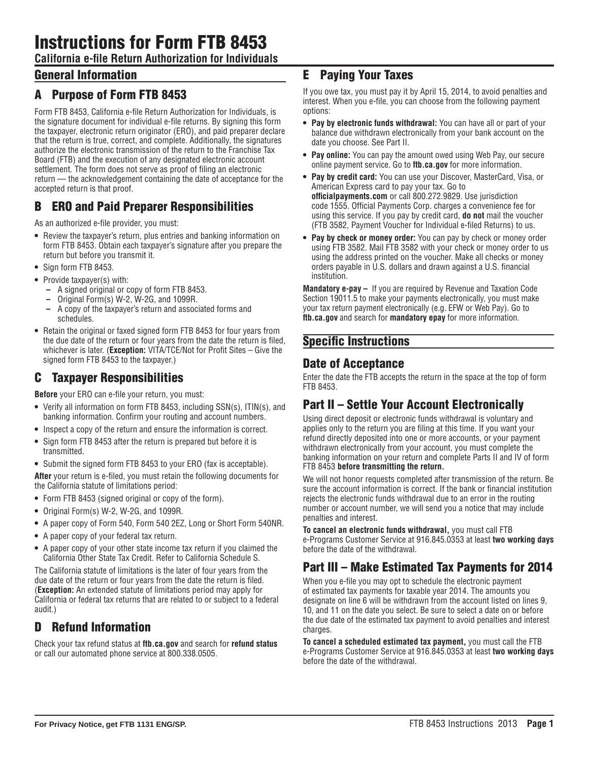# Instructions for Form FTB 8453

**California e-file Return Authorization for Individuals**

## General Information

### A Purpose of Form FTB 8453

Form FTB 8453, California e-file Return Authorization for Individuals, is the signature document for individual e-file returns. By signing this form the taxpayer, electronic return originator (ERO), and paid preparer declare that the return is true, correct, and complete. Additionally, the signatures authorize the electronic transmission of the return to the Franchise Tax Board (FTB) and the execution of any designated electronic account settlement. The form does not serve as proof of filing an electronic return — the acknowledgement containing the date of acceptance for the accepted return is that proof.

### B ERO and Paid Preparer Responsibilities

As an authorized e-file provider, you must:

- Review the taxpayer's return, plus entries and banking information on form FTB 8453. Obtain each taxpayer's signature after you prepare the return but before you transmit it.
- Sign form FTB 8453.
- Provide taxpayer(s) with:
  - A signed original or copy of form FTB 8453.
  - Original Form(s) W-2, W-2G, and 1099R.
  - A copy of the taxpayer's return and associated forms and schedules.
- Retain the original or faxed signed form FTB 8453 for four years from the due date of the return or four years from the date the return is filed, whichever is later. (**Exception:** VITA/TCE/Not for Profit Sites – Give the signed form FTB 8453 to the taxpayer.)

### C Taxpayer Responsibilities

**Before** your ERO can e-file your return, you must:

- Verify all information on form FTB 8453, including SSN(s), ITIN(s), and banking information. Confirm your routing and account numbers.
- Inspect a copy of the return and ensure the information is correct.
- Sign form FTB 8453 after the return is prepared but before it is transmitted.
- Submit the signed form FTB 8453 to your ERO (fax is acceptable).

**After** your return is e-filed, you must retain the following documents for the California statute of limitations period:

- Form FTB 8453 (signed original or copy of the form).
- Original Form(s) W-2, W-2G, and 1099R.
- A paper copy of Form 540, Form 540 2EZ, Long or Short Form 540NR.
- A paper copy of your federal tax return.
- A paper copy of your other state income tax return if you claimed the California Other State Tax Credit. Refer to California Schedule S.

The California statute of limitations is the later of four years from the due date of the return or four years from the date the return is filed. (**Exception:** An extended statute of limitations period may apply for California or federal tax returns that are related to or subject to a federal audit.)

### D Refund Information

Check your tax refund status at **ftb.ca.gov** and search for **refund status** or call our automated phone service at 800.338.0505.

### E Paying Your Taxes

If you owe tax, you must pay it by April 15, 2014, to avoid penalties and interest. When you e-file, you can choose from the following payment options:

- **Pay by electronic funds withdrawal:** You can have all or part of your balance due withdrawn electronically from your bank account on the date you choose. See Part II.
- **Pay online:** You can pay the amount owed using Web Pay, our secure online payment service. Go to **ftb.ca.gov** for more information.
- **Pay by credit card:** You can use your Discover, MasterCard, Visa, or American Express card to pay your tax. Go to **officialpayments.com** or call 800.272.9829. Use jurisdiction code 1555. Official Payments Corp. charges a convenience fee for using this service. If you pay by credit card, **do not** mail the voucher (FTB 3582, Payment Voucher for Individual e-filed Returns) to us.
- **Pay by check or money order:** You can pay by check or money order using FTB 3582. Mail FTB 3582 with your check or money order to us using the address printed on the voucher. Make all checks or money orders payable in U.S. dollars and drawn against a U.S. financial institution.

**Mandatory e-pay –** If you are required by Revenue and Taxation Code Section 19011.5 to make your payments electronically, you must make your tax return payment electronically (e.g. EFW or Web Pay). Go to **ftb.ca.gov** and search for **mandatory epay** for more information.

## Specific Instructions

### Date of Acceptance

Enter the date the FTB accepts the return in the space at the top of form FTB 8453.

### Part II – Settle Your Account Electronically

Using direct deposit or electronic funds withdrawal is voluntary and applies only to the return you are filing at this time. If you want your refund directly deposited into one or more accounts, or your payment withdrawn electronically from your account, you must complete the banking information on your return and complete Parts II and IV of form FTB 8453 **before transmitting the return.**

We will not honor requests completed after transmission of the return. Be sure the account information is correct. If the bank or financial institution rejects the electronic funds withdrawal due to an error in the routing number or account number, we will send you a notice that may include penalties and interest.

**To cancel an electronic funds withdrawal,** you must call FTB e-Programs Customer Service at 916.845.0353 at least **two working days** before the date of the withdrawal.

### Part III – Make Estimated Tax Payments for 2014

When you e-file you may opt to schedule the electronic payment of estimated tax payments for taxable year 2014. The amounts you designate on line 6 will be withdrawn from the account listed on lines 9, 10, and 11 on the date you select. Be sure to select a date on or before the due date of the estimated tax payment to avoid penalties and interest charges.

**To cancel a scheduled estimated tax payment,** you must call the FTB e-Programs Customer Service at 916.845.0353 at least **two working days** before the date of the withdrawal.

For Privacy Notice, get FTB 1131 ENG/SP.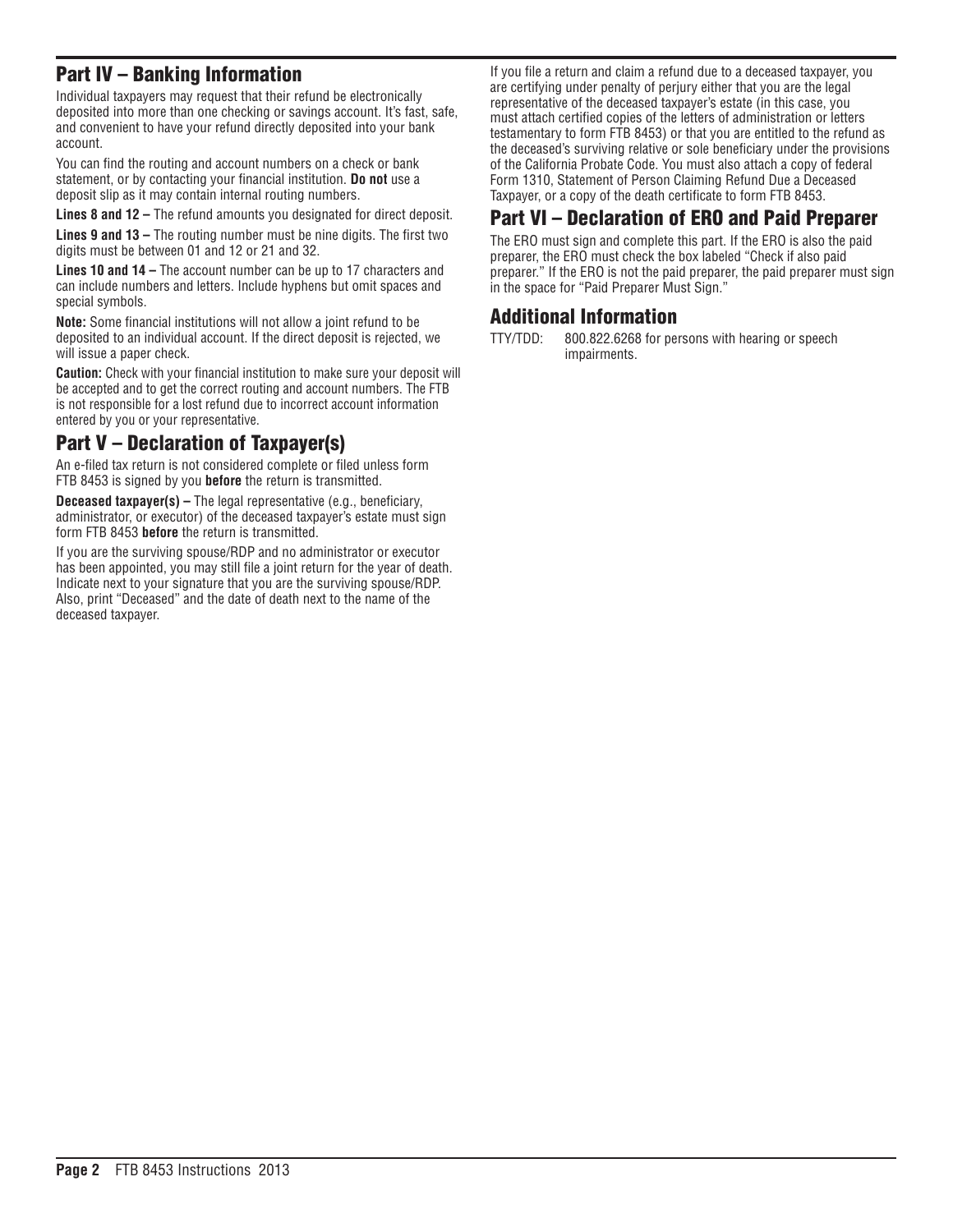## Part IV – Banking Information

Individual taxpayers may request that their refund be electronically deposited into more than one checking or savings account. It's fast, safe, and convenient to have your refund directly deposited into your bank account.

You can find the routing and account numbers on a check or bank statement, or by contacting your financial institution. **Do not** use a deposit slip as it may contain internal routing numbers.

**Lines 8 and 12 –** The refund amounts you designated for direct deposit.

**Lines 9 and 13 –** The routing number must be nine digits. The first two digits must be between 01 and 12 or 21 and 32.

**Lines 10 and 14 –** The account number can be up to 17 characters and can include numbers and letters. Include hyphens but omit spaces and special symbols.

**Note:** Some financial institutions will not allow a joint refund to be deposited to an individual account. If the direct deposit is rejected, we will issue a paper check.

**Caution:** Check with your financial institution to make sure your deposit will be accepted and to get the correct routing and account numbers. The FTB is not responsible for a lost refund due to incorrect account information entered by you or your representative.

## Part V – Declaration of Taxpayer(s)

An e-filed tax return is not considered complete or filed unless form FTB 8453 is signed by you **before** the return is transmitted.

**Deceased taxpayer(s) –** The legal representative (e.g., beneficiary, administrator, or executor) of the deceased taxpayer's estate must sign form FTB 8453 **before** the return is transmitted.

If you are the surviving spouse/RDP and no administrator or executor has been appointed, you may still file a joint return for the year of death. Indicate next to your signature that you are the surviving spouse/RDP. Also, print "Deceased" and the date of death next to the name of the deceased taxpayer.

If you file a return and claim a refund due to a deceased taxpayer, you are certifying under penalty of perjury either that you are the legal representative of the deceased taxpayer's estate (in this case, you must attach certified copies of the letters of administration or letters testamentary to form FTB 8453) or that you are entitled to the refund as the deceased's surviving relative or sole beneficiary under the provisions of the California Probate Code. You must also attach a copy of federal Form 1310, Statement of Person Claiming Refund Due a Deceased Taxpayer, or a copy of the death certificate to form FTB 8453.

## Part VI – Declaration of ERO and Paid Preparer

The ERO must sign and complete this part. If the ERO is also the paid preparer, the ERO must check the box labeled "Check if also paid preparer." If the ERO is not the paid preparer, the paid preparer must sign in the space for "Paid Preparer Must Sign."

## Additional Information

TTY/TDD: 800.822.6268 for persons with hearing or speech impairments.